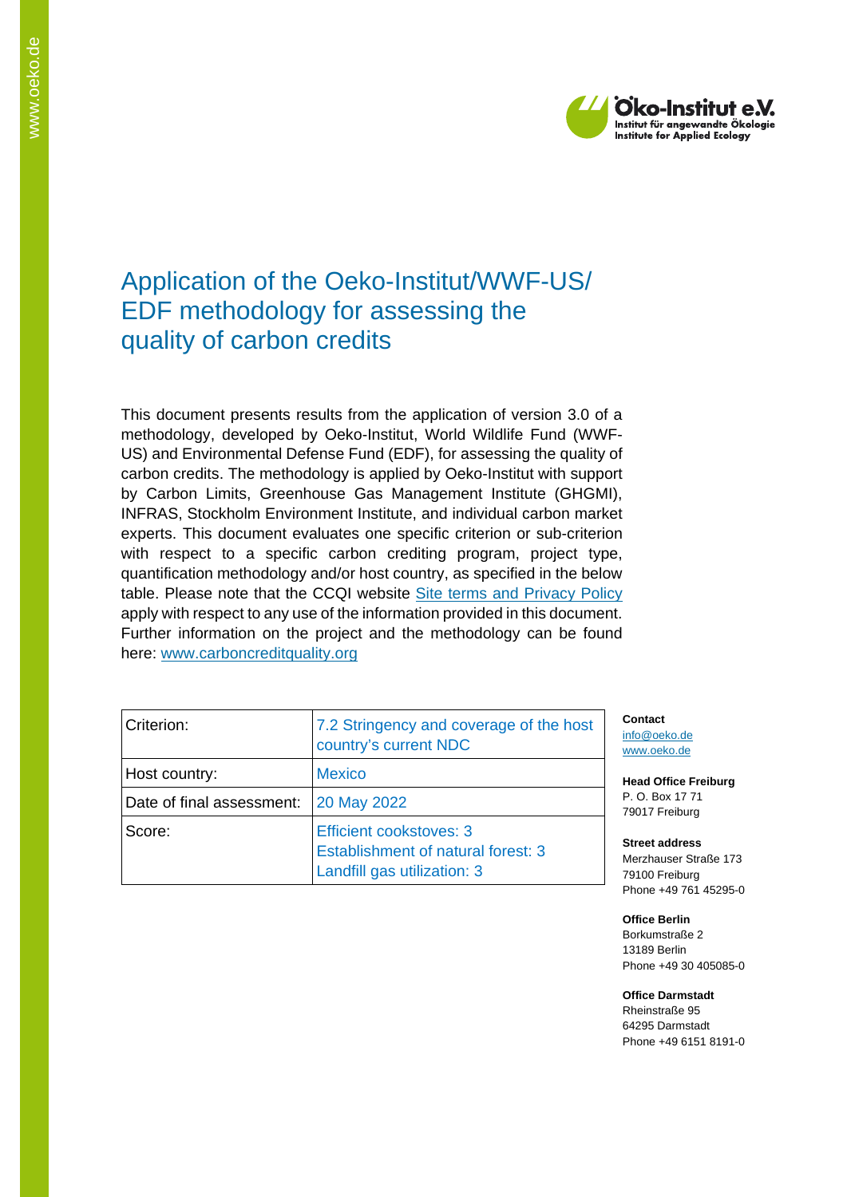# Application of the Oeko-Institut/WWF-US/ EDF methodology for assessing the quality of carbon credits

This document presents results from the application of version 3.0 of a methodology, developed by Oeko-Institut, World Wildlife Fund (WWF-US) and Environmental Defense Fund (EDF), for assessing the quality of carbon credits. The methodology is applied by Oeko-Institut with support by Carbon Limits, Greenhouse Gas Management Institute (GHGMI), INFRAS, Stockholm Environment Institute, and individual carbon market experts. This document evaluates one specific criterion or sub-criterion with respect to a specific carbon crediting program, project type, quantification methodology and/or host country, as specified in the below table. Please note that the CCQI website Site terms and Privacy Policy apply with respect to any use of the information provided in this document. Further information on the project and the methodology can be found here: www.carboncreditquality.org

| Criterion: | 7.2 Stringency and coverage of the host country's current NDC |
|---|---|
| Host country: | Mexico |
| Date of final assessment: | 20 May 2022 |
| Score: | Efficient cookstoves: 3<br>Establishment of natural forest: 3<br>Landfill gas utilization: 3 |

**Contact**
info@oeko.de
www.oeko.de

**Head Office Freiburg**
P. O. Box 17 71
79017 Freiburg

**Street address**
Merzhauser Straße 173
79100 Freiburg
Phone +49 761 45295-0

**Office Berlin**
Borkumstraße 2
13189 Berlin
Phone +49 30 405085-0

**Office Darmstadt**
Rheinstraße 95
64295 Darmstadt
Phone +49 6151 8191-0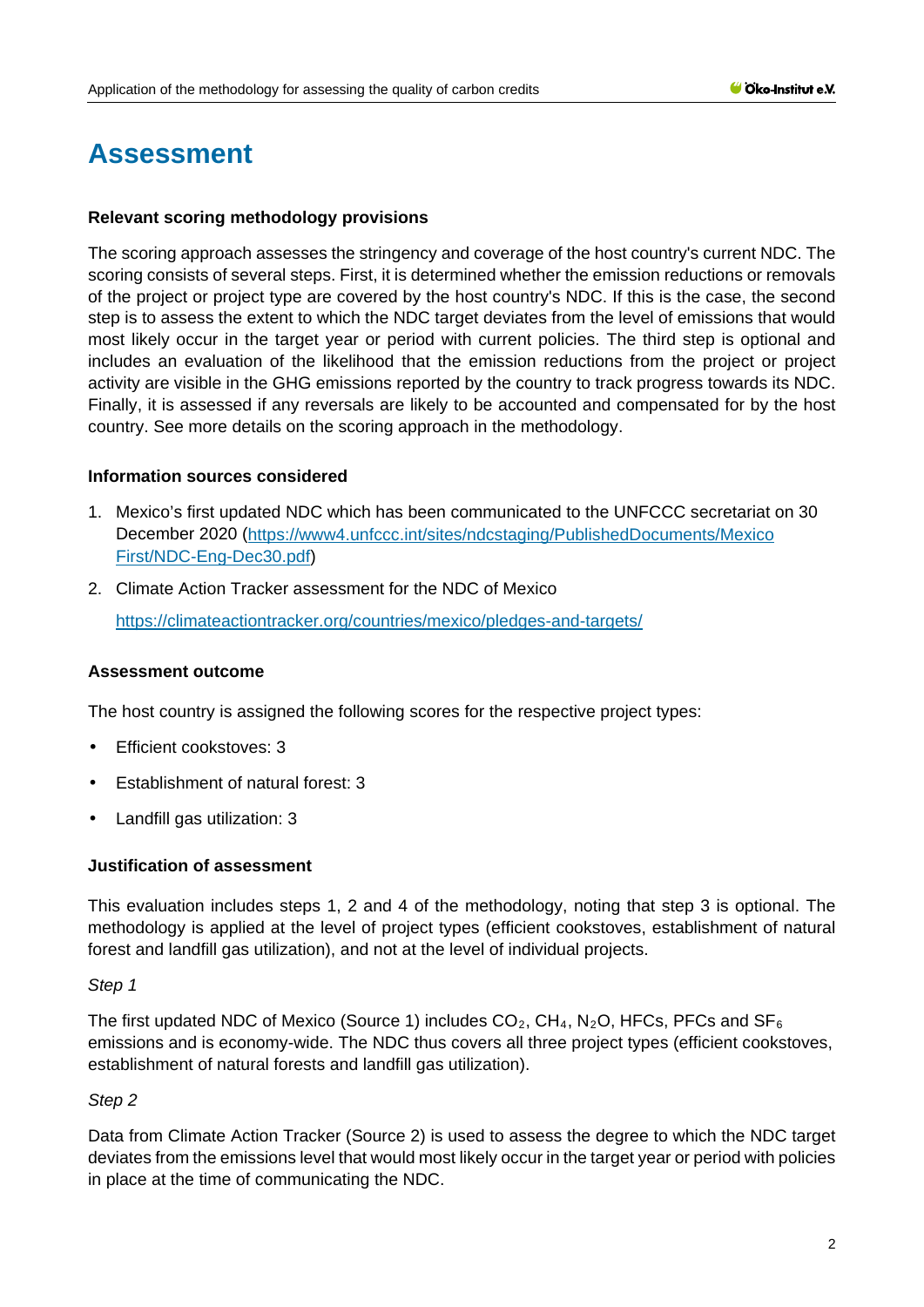# Assessment

**Relevant scoring methodology provisions**

The scoring approach assesses the stringency and coverage of the host country's current NDC. The scoring consists of several steps. First, it is determined whether the emission reductions or removals of the project or project type are covered by the host country's NDC. If this is the case, the second step is to assess the extent to which the NDC target deviates from the level of emissions that would most likely occur in the target year or period with current policies. The third step is optional and includes an evaluation of the likelihood that the emission reductions from the project or project activity are visible in the GHG emissions reported by the country to track progress towards its NDC. Finally, it is assessed if any reversals are likely to be accounted and compensated for by the host country. See more details on the scoring approach in the methodology.

**Information sources considered**

1. Mexico's first updated NDC which has been communicated to the UNFCCC secretariat on 30 December 2020 ([https://www4.unfccc.int/sites/ndcstaging/PublishedDocuments/Mexico First/NDC-Eng-Dec30.pdf](https://www4.unfccc.int/sites/ndcstaging/PublishedDocuments/Mexico%20First/NDC-Eng-Dec30.pdf))
2. Climate Action Tracker assessment for the NDC of Mexico

   <https://climateactiontracker.org/countries/mexico/pledges-and-targets/>

**Assessment outcome**

The host country is assigned the following scores for the respective project types:

- Efficient cookstoves: 3
- Establishment of natural forest: 3
- Landfill gas utilization: 3

**Justification of assessment**

This evaluation includes steps 1, 2 and 4 of the methodology, noting that step 3 is optional. The methodology is applied at the level of project types (efficient cookstoves, establishment of natural forest and landfill gas utilization), and not at the level of individual projects.

*Step 1*

The first updated NDC of Mexico (Source 1) includes $CO_2$, $CH_4$, $N_2O$, HFCs, PFCs and $SF_6$ emissions and is economy-wide. The NDC thus covers all three project types (efficient cookstoves, establishment of natural forests and landfill gas utilization).

*Step 2*

Data from Climate Action Tracker (Source 2) is used to assess the degree to which the NDC target deviates from the emissions level that would most likely occur in the target year or period with policies in place at the time of communicating the NDC.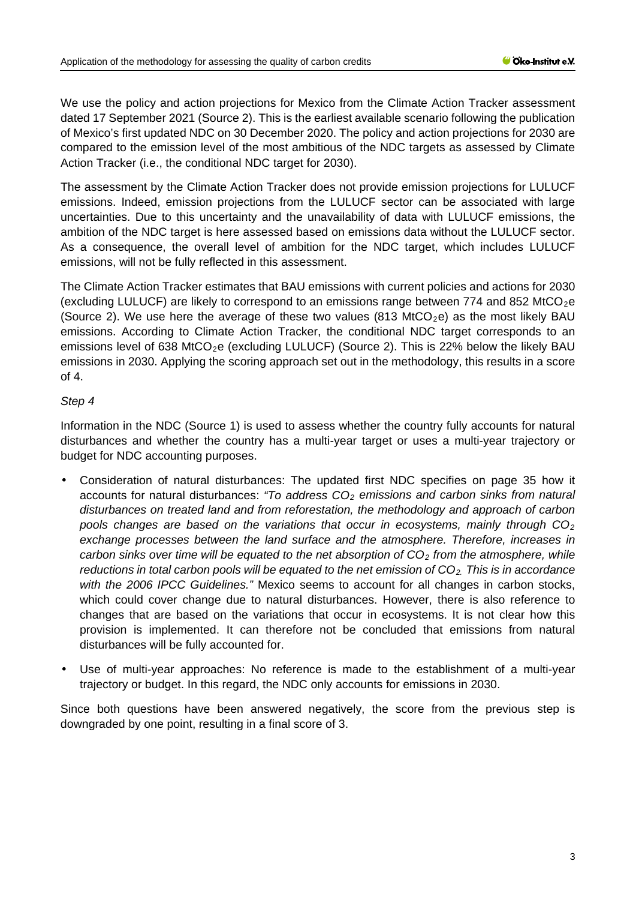We use the policy and action projections for Mexico from the Climate Action Tracker assessment dated 17 September 2021 (Source 2). This is the earliest available scenario following the publication of Mexico's first updated NDC on 30 December 2020. The policy and action projections for 2030 are compared to the emission level of the most ambitious of the NDC targets as assessed by Climate Action Tracker (i.e., the conditional NDC target for 2030).

The assessment by the Climate Action Tracker does not provide emission projections for LULUCF emissions. Indeed, emission projections from the LULUCF sector can be associated with large uncertainties. Due to this uncertainty and the unavailability of data with LULUCF emissions, the ambition of the NDC target is here assessed based on emissions data without the LULUCF sector. As a consequence, the overall level of ambition for the NDC target, which includes LULUCF emissions, will not be fully reflected in this assessment.

The Climate Action Tracker estimates that BAU emissions with current policies and actions for 2030 (excluding LULUCF) are likely to correspond to an emissions range between 774 and 852 $MtCO_2e$ (Source 2). We use here the average of these two values (813 $MtCO_2e$) as the most likely BAU emissions. According to Climate Action Tracker, the conditional NDC target corresponds to an emissions level of 638 $MtCO_2e$ (excluding LULUCF) (Source 2). This is 22% below the likely BAU emissions in 2030. Applying the scoring approach set out in the methodology, this results in a score of 4.

*Step 4*

Information in the NDC (Source 1) is used to assess whether the country fully accounts for natural disturbances and whether the country has a multi-year target or uses a multi-year trajectory or budget for NDC accounting purposes.

- Consideration of natural disturbances: The updated first NDC specifies on page 35 how it accounts for natural disturbances: *"To address $CO_2$ emissions and carbon sinks from natural disturbances on treated land and from reforestation, the methodology and approach of carbon pools changes are based on the variations that occur in ecosystems, mainly through $CO_2$ exchange processes between the land surface and the atmosphere. Therefore, increases in carbon sinks over time will be equated to the net absorption of $CO_2$ from the atmosphere, while reductions in total carbon pools will be equated to the net emission of $CO_2$. This is in accordance with the 2006 IPCC Guidelines."* Mexico seems to account for all changes in carbon stocks, which could cover change due to natural disturbances. However, there is also reference to changes that are based on the variations that occur in ecosystems. It is not clear how this provision is implemented. It can therefore not be concluded that emissions from natural disturbances will be fully accounted for.
- Use of multi-year approaches: No reference is made to the establishment of a multi-year trajectory or budget. In this regard, the NDC only accounts for emissions in 2030.

Since both questions have been answered negatively, the score from the previous step is downgraded by one point, resulting in a final score of 3.